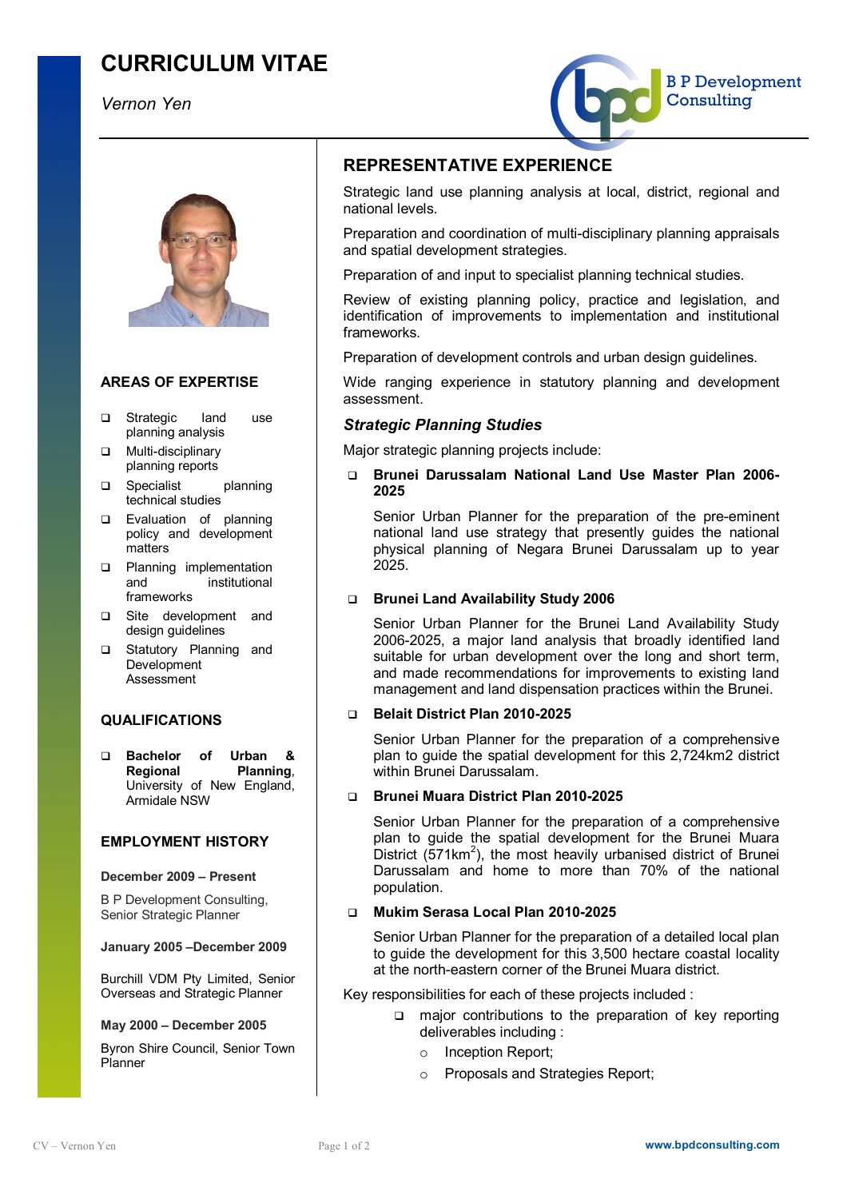# CURRICULUM VITAE

*Vernon Yen*

B P Development Consulting

## AREAS OF EXPERTISE

- Strategic land use planning analysis
- Multi-disciplinary planning reports
- Specialist planning technical studies
- Evaluation of planning policy and development matters
- Planning implementation and institutional frameworks
- Site development and design guidelines
- Statutory Planning and Development Assessment

## QUALIFICATIONS

- **Bachelor of Urban & Regional Planning**, University of New England, Armidale NSW

## EMPLOYMENT HISTORY

**December 2009 – Present**

B P Development Consulting, Senior Strategic Planner

**January 2005 –December 2009**

Burchill VDM Pty Limited, Senior Overseas and Strategic Planner

**May 2000 – December 2005**

Byron Shire Council, Senior Town Planner

## REPRESENTATIVE EXPERIENCE

Strategic land use planning analysis at local, district, regional and national levels.

Preparation and coordination of multi-disciplinary planning appraisals and spatial development strategies.

Preparation of and input to specialist planning technical studies.

Review of existing planning policy, practice and legislation, and identification of improvements to implementation and institutional frameworks.

Preparation of development controls and urban design guidelines.

Wide ranging experience in statutory planning and development assessment.

### *Strategic Planning Studies*

Major strategic planning projects include:

- **Brunei Darussalam National Land Use Master Plan 2006-2025**

  Senior Urban Planner for the preparation of the pre-eminent national land use strategy that presently guides the national physical planning of Negara Brunei Darussalam up to year 2025.

- **Brunei Land Availability Study 2006**

  Senior Urban Planner for the Brunei Land Availability Study 2006-2025, a major land analysis that broadly identified land suitable for urban development over the long and short term, and made recommendations for improvements to existing land management and land dispensation practices within the Brunei.

- **Belait District Plan 2010-2025**

  Senior Urban Planner for the preparation of a comprehensive plan to guide the spatial development for this 2,724km2 district within Brunei Darussalam.

- **Brunei Muara District Plan 2010-2025**

  Senior Urban Planner for the preparation of a comprehensive plan to guide the spatial development for the Brunei Muara District (571km$^2$), the most heavily urbanised district of Brunei Darussalam and home to more than 70% of the national population.

- **Mukim Serasa Local Plan 2010-2025**

  Senior Urban Planner for the preparation of a detailed local plan to guide the development for this 3,500 hectare coastal locality at the north-eastern corner of the Brunei Muara district.

Key responsibilities for each of these projects included :

- major contributions to the preparation of key reporting deliverables including :
  - Inception Report;
  - Proposals and Strategies Report;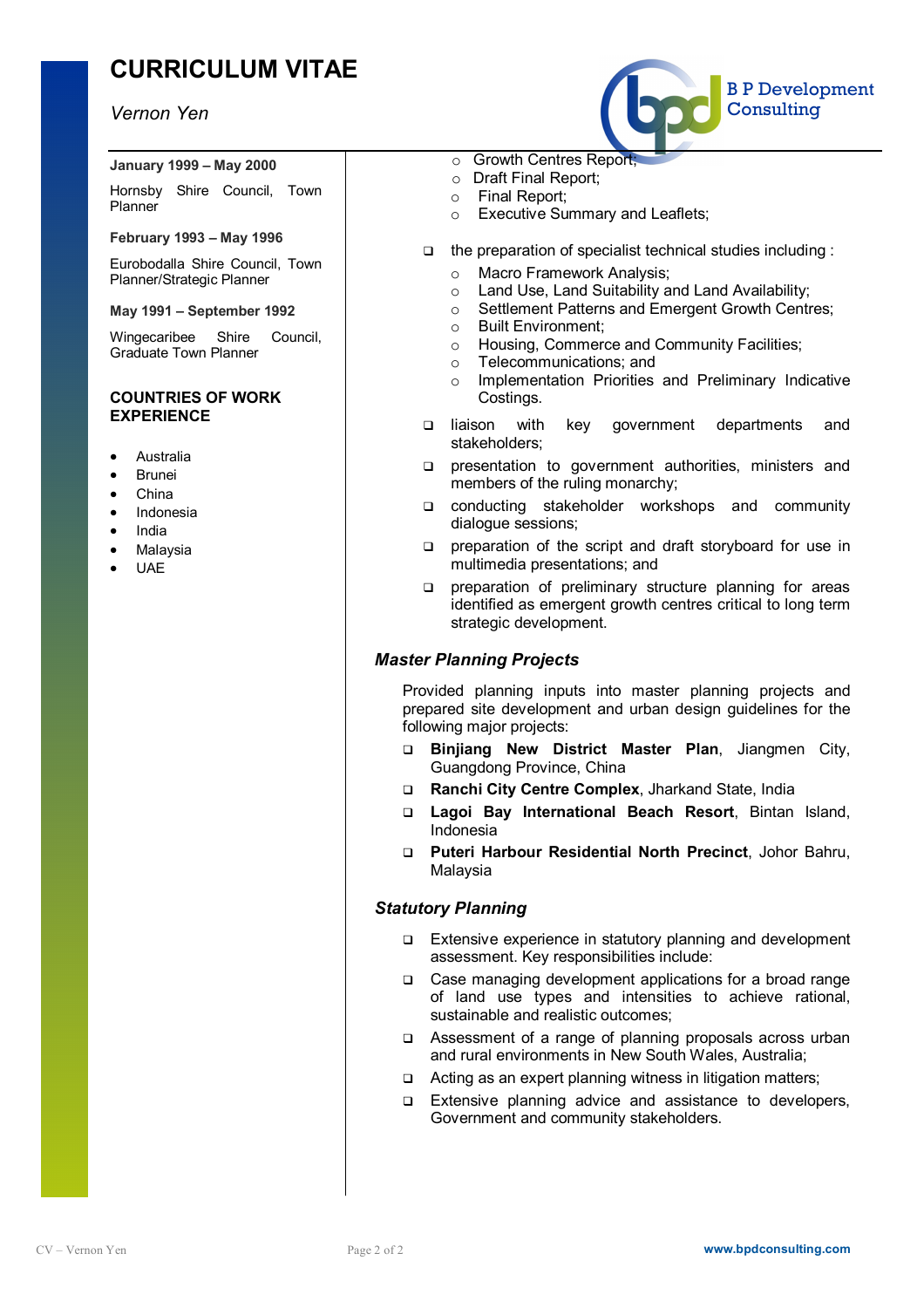# CURRICULUM VITAE

*Vernon Yen*

B P Development Consulting

**January 1999 – May 2000**

Hornsby Shire Council, Town Planner

**February 1993 – May 1996**

Eurobodalla Shire Council, Town Planner/Strategic Planner

**May 1991 – September 1992**

Wingecaribee Shire Council, Graduate Town Planner

**COUNTRIES OF WORK EXPERIENCE**

- Australia
- Brunei
- China
- Indonesia
- India
- Malaysia
- UAE

- Growth Centres Report;
- Draft Final Report;
- Final Report;
- Executive Summary and Leaflets;

- the preparation of specialist technical studies including :
  - Macro Framework Analysis;
  - Land Use, Land Suitability and Land Availability;
  - Settlement Patterns and Emergent Growth Centres;
  - Built Environment;
  - Housing, Commerce and Community Facilities;
  - Telecommunications; and
  - Implementation Priorities and Preliminary Indicative Costings.
- liaison with key government departments and stakeholders;
- presentation to government authorities, ministers and members of the ruling monarchy;
- conducting stakeholder workshops and community dialogue sessions;
- preparation of the script and draft storyboard for use in multimedia presentations; and
- preparation of preliminary structure planning for areas identified as emergent growth centres critical to long term strategic development.

### *Master Planning Projects*

Provided planning inputs into master planning projects and prepared site development and urban design guidelines for the following major projects:

- **Binjiang New District Master Plan**, Jiangmen City, Guangdong Province, China
- **Ranchi City Centre Complex**, Jharkand State, India
- **Lagoi Bay International Beach Resort**, Bintan Island, Indonesia
- **Puteri Harbour Residential North Precinct**, Johor Bahru, Malaysia

### *Statutory Planning*

- Extensive experience in statutory planning and development assessment. Key responsibilities include:
- Case managing development applications for a broad range of land use types and intensities to achieve rational, sustainable and realistic outcomes;
- Assessment of a range of planning proposals across urban and rural environments in New South Wales, Australia;
- Acting as an expert planning witness in litigation matters;
- Extensive planning advice and assistance to developers, Government and community stakeholders.